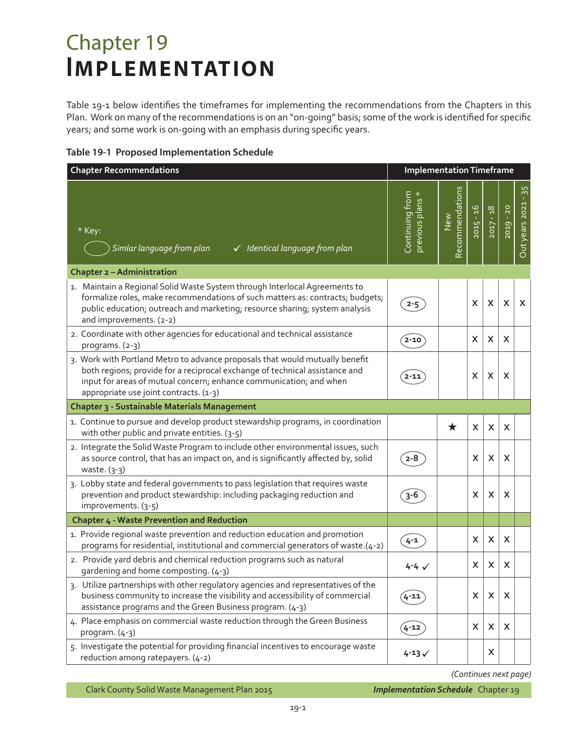# Chapter 19
# Implementation

Table 19-1 below identifies the timeframes for implementing the recommendations from the Chapters in this Plan. Work on many of the recommendations is on an "on-going" basis; some of the work is identified for specific years; and some work is on-going with an emphasis during specific years.

**Table 19-1 Proposed Implementation Schedule**

| Chapter Recommendations | Implementation Timeframe | | | | | |
|---|---|---|---|---|---|---|
| * Key: ( ) *Simlar language from plan* ✓ *Identical language from plan* | Continuing from previous plans * | New Recommendations | 2015 - 16 | 2017 - 18 | 2019 - 20 | Out years 2021 - 35 |
| **Chapter 2 – Administration** | | | | | | |
| 1. Maintain a Regional Solid Waste System through Interlocal Agreements to formalize roles, make recommendations of such matters as: contracts; budgets; public education; outreach and marketing; resource sharing; system analysis and improvements. (2-2) | (2-5) | | X | X | X | X |
| 2. Coordinate with other agencies for educational and technical assistance programs. (2-3) | (2-10) | | X | X | X | |
| 3. Work with Portland Metro to advance proposals that would mutually benefit both regions; provide for a reciprocal exchange of technical assistance and input for areas of mutual concern; enhance communication; and when appropriate use joint contracts. (1-3) | (2-11) | | X | X | X | |
| **Chapter 3 - Sustainable Materials Management** | | | | | | |
| 1. Continue to pursue and develop product stewardship programs, in coordination with other public and private entities. (3-5) | | ★ | X | X | X | |
| 2. Integrate the Solid Waste Program to include other environmental issues, such as source control, that has an impact on, and is significantly affected by, solid waste. (3-3) | (2-8) | | X | X | X | |
| 3. Lobby state and federal governments to pass legislation that requires waste prevention and product stewardship: including packaging reduction and improvements. (3-5) | (3-6) | | X | X | X | |
| **Chapter 4 - Waste Prevention and Reduction** | | | | | | |
| 1. Provide regional waste prevention and reduction education and promotion programs for residential, institutional and commercial generators of waste.(4-2) | (4-1) | | X | X | X | |
| 2. Provide yard debris and chemical reduction programs such as natural gardening and home composting. (4-3) | 4-4 ✓ | | X | X | X | |
| 3. Utilize partnerships with other regulatory agencies and representatives of the business community to increase the visibility and accessibility of commercial assistance programs and the Green Business program. (4-3) | (4-11) | | X | X | X | |
| 4. Place emphasis on commercial waste reduction through the Green Business program. (4-3) | (4-12) | | X | X | X | |
| 5. Investigate the potential for providing financial incentives to encourage waste reduction among ratepayers. (4-2) | 4-13 ✓ | | | X | | |

*(Continues next page)*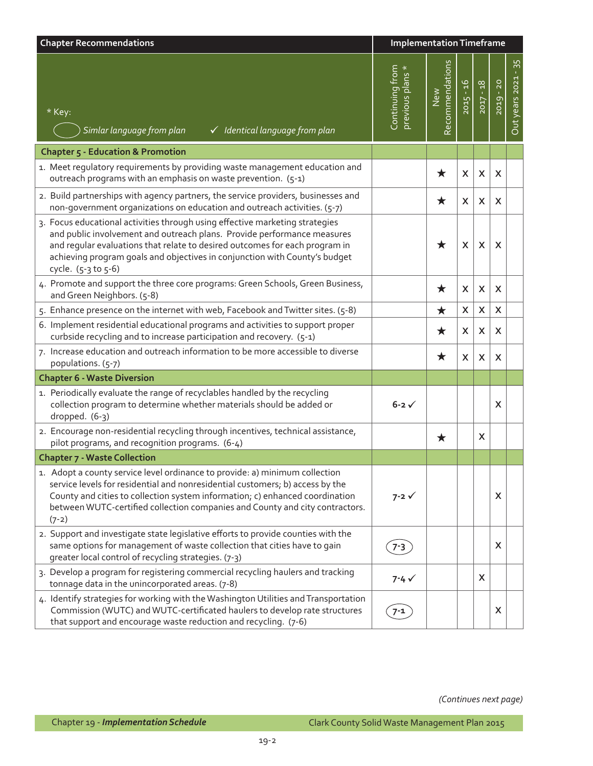| Chapter Recommendations | Implementation Timeframe | | | | | |
|---|---|---|---|---|---|---|
| * Key: ◯ Simlar language from plan ✓ Identical language from plan | Continuing from previous plans * | New Recommendations | 2015 - 16 | 2017 - 18 | 2019 - 20 | Out years 2021 - 35 |
| **Chapter 5 - Education & Promotion** | | | | | | |
| 1. Meet regulatory requirements by providing waste management education and outreach programs with an emphasis on waste prevention. (5-1) | | ★ | X | X | X | |
| 2. Build partnerships with agency partners, the service providers, businesses and non-government organizations on education and outreach activities. (5-7) | | ★ | X | X | X | |
| 3. Focus educational activities through using effective marketing strategies and public involvement and outreach plans. Provide performance measures and regular evaluations that relate to desired outcomes for each program in achieving program goals and objectives in conjunction with County's budget cycle. (5-3 to 5-6) | | ★ | X | X | X | |
| 4. Promote and support the three core programs: Green Schools, Green Business, and Green Neighbors. (5-8) | | ★ | X | X | X | |
| 5. Enhance presence on the internet with web, Facebook and Twitter sites. (5-8) | | ★ | X | X | X | |
| 6. Implement residential educational programs and activities to support proper curbside recycling and to increase participation and recovery. (5-1) | | ★ | X | X | X | |
| 7. Increase education and outreach information to be more accessible to diverse populations. (5-7) | | ★ | X | X | X | |
| **Chapter 6 - Waste Diversion** | | | | | | |
| 1. Periodically evaluate the range of recyclables handled by the recycling collection program to determine whether materials should be added or dropped. (6-3) | 6-2 ✓ | | | | X | |
| 2. Encourage non-residential recycling through incentives, technical assistance, pilot programs, and recognition programs. (6-4) | | ★ | | X | | |
| **Chapter 7 - Waste Collection** | | | | | | |
| 1. Adopt a county service level ordinance to provide: a) minimum collection service levels for residential and nonresidential customers; b) access by the County and cities to collection system information; c) enhanced coordination between WUTC-certified collection companies and County and city contractors. (7-2) | 7-2 ✓ | | | | X | |
| 2. Support and investigate state legislative efforts to provide counties with the same options for management of waste collection that cities have to gain greater local control of recycling strategies. (7-3) | (7-3) | | | | X | |
| 3. Develop a program for registering commercial recycling haulers and tracking tonnage data in the unincorporated areas. (7-8) | 7-4 ✓ | | | X | | |
| 4. Identify strategies for working with the Washington Utilities and Transportation Commission (WUTC) and WUTC-certificated haulers to develop rate structures that support and encourage waste reduction and recycling. (7-6) | (7-1) | | | | X | |

*(Continues next page)*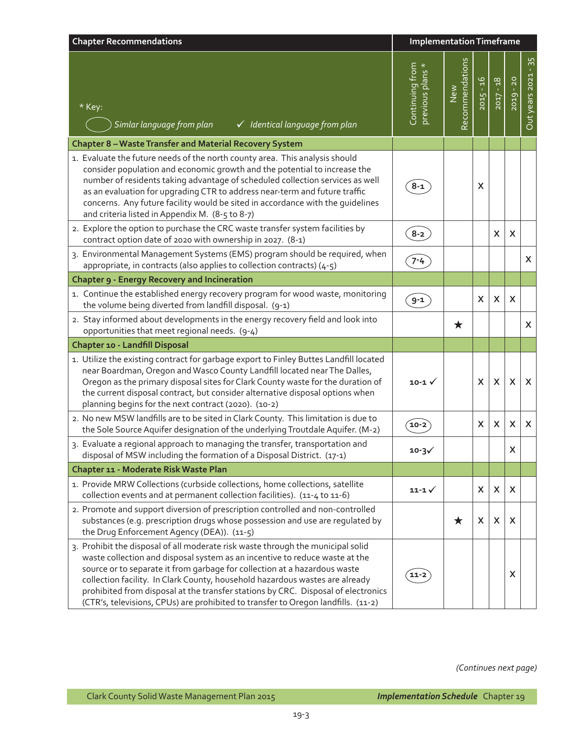| Chapter Recommendations | Implementation Timeframe | | | | | |
|---|---|---|---|---|---|---|
| * Key: ◯ *Simlar language from plan* ✓ *Identical language from plan* | Continuing from previous plans * | New Recommendations | 2015 - 16 | 2017 - 18 | 2019 - 20 | Out years 2021 - 35 |
| **Chapter 8 – Waste Transfer and Material Recovery System** | | | | | | |
| 1. Evaluate the future needs of the north county area. This analysis should consider population and economic growth and the potential to increase the number of residents taking advantage of scheduled collection services as well as an evaluation for upgrading CTR to address near-term and future traffic concerns. Any future facility would be sited in accordance with the guidelines and criteria listed in Appendix M. (8-5 to 8-7) | (8-1) | | X | | | |
| 2. Explore the option to purchase the CRC waste transfer system facilities by contract option date of 2020 with ownership in 2027. (8-1) | (8-2) | | | X | X | |
| 3. Environmental Management Systems (EMS) program should be required, when appropriate, in contracts (also applies to collection contracts) (4-5) | (7-4) | | | | | X |
| **Chapter 9 - Energy Recovery and Incineration** | | | | | | |
| 1. Continue the established energy recovery program for wood waste, monitoring the volume being diverted from landfill disposal. (9-1) | (9-1) | | X | X | X | |
| 2. Stay informed about developments in the energy recovery field and look into opportunities that meet regional needs. (9-4) | | ★ | | | | X |
| **Chapter 10 - Landfill Disposal** | | | | | | |
| 1. Utilize the existing contract for garbage export to Finley Buttes Landfill located near Boardman, Oregon and Wasco County Landfill located near The Dalles, Oregon as the primary disposal sites for Clark County waste for the duration of the current disposal contract, but consider alternative disposal options when planning begins for the next contract (2020). (10-2) | 10-1 ✓ | | X | X | X | X |
| 2. No new MSW landfills are to be sited in Clark County. This limitation is due to the Sole Source Aquifer designation of the underlying Troutdale Aquifer. (M-2) | (10-2) | | X | X | X | X |
| 3. Evaluate a regional approach to managing the transfer, transportation and disposal of MSW including the formation of a Disposal District. (17-1) | 10-3✓ | | | | X | |
| **Chapter 11 - Moderate Risk Waste Plan** | | | | | | |
| 1. Provide MRW Collections (curbside collections, home collections, satellite collection events and at permanent collection facilities). (11-4 to 11-6) | 11-1 ✓ | | X | X | X | |
| 2. Promote and support diversion of prescription controlled and non-controlled substances (e.g. prescription drugs whose possession and use are regulated by the Drug Enforcement Agency (DEA)). (11-5) | | ★ | X | X | X | |
| 3. Prohibit the disposal of all moderate risk waste through the municipal solid waste collection and disposal system as an incentive to reduce waste at the source or to separate it from garbage for collection at a hazardous waste collection facility. In Clark County, household hazardous wastes are already prohibited from disposal at the transfer stations by CRC. Disposal of electronics (CTR's, televisions, CPUs) are prohibited to transfer to Oregon landfills. (11-2) | (11-2) | | | | X | |

*(Continues next page)*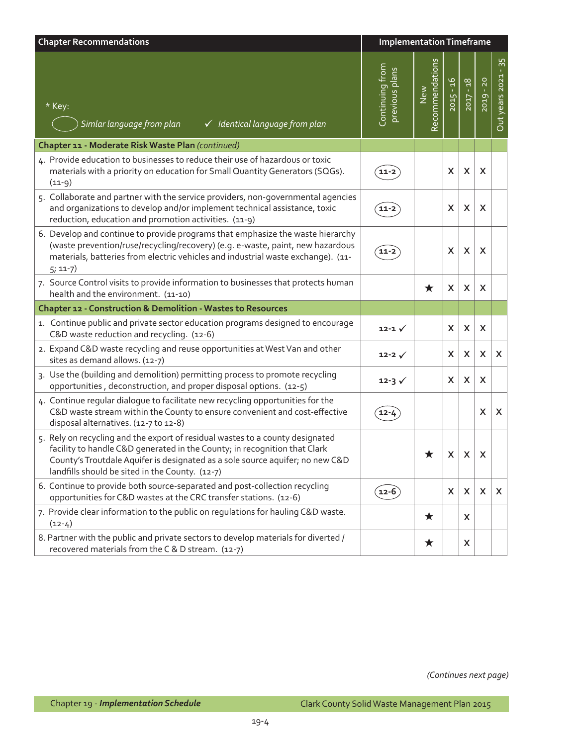| Chapter Recommendations | Implementation Timeframe | | | | | |
|---|---|---|---|---|---|---|
| * Key: ◯ *Simlar language from plan* ✓ *Identical language from plan* | Continuing from previous plans | New Recommendations | 2015 - 16 | 2017 - 18 | 2019 - 20 | Out years 2021 - 35 |
| **Chapter 11 - Moderate Risk Waste Plan** *(continued)* | | | | | | |
| 4. Provide education to businesses to reduce their use of hazardous or toxic materials with a priority on education for Small Quantity Generators (SQGs). (11-9) | (11-2) | | X | X | X | |
| 5. Collaborate and partner with the service providers, non-governmental agencies and organizations to develop and/or implement technical assistance, toxic reduction, education and promotion activities. (11-9) | (11-2) | | X | X | X | |
| 6. Develop and continue to provide programs that emphasize the waste hierarchy (waste prevention/ruse/recycling/recovery) (e.g. e-waste, paint, new hazardous materials, batteries from electric vehicles and industrial waste exchange). (11-5; 11-7) | (11-2) | | X | X | X | |
| 7. Source Control visits to provide information to businesses that protects human health and the environment. (11-10) | | ★ | X | X | X | |
| **Chapter 12 - Construction & Demolition - Wastes to Resources** | | | | | | |
| 1. Continue public and private sector education programs designed to encourage C&D waste reduction and recycling. (12-6) | 12-1 ✓ | | X | X | X | |
| 2. Expand C&D waste recycling and reuse opportunities at West Van and other sites as demand allows. (12-7) | 12-2 ✓ | | X | X | X | X |
| 3. Use the (building and demolition) permitting process to promote recycling opportunities , deconstruction, and proper disposal options. (12-5) | 12-3 ✓ | | X | X | X | |
| 4. Continue regular dialogue to facilitate new recycling opportunities for the C&D waste stream within the County to ensure convenient and cost-effective disposal alternatives. (12-7 to 12-8) | (12-4) | | | | X | X |
| 5. Rely on recycling and the export of residual wastes to a county designated facility to handle C&D generated in the County; in recognition that Clark County's Troutdale Aquifer is designated as a sole source aquifer; no new C&D landfills should be sited in the County. (12-7) | | ★ | X | X | X | |
| 6. Continue to provide both source-separated and post-collection recycling opportunities for C&D wastes at the CRC transfer stations. (12-6) | (12-6) | | X | X | X | X |
| 7. Provide clear information to the public on regulations for hauling C&D waste. (12-4) | | ★ | | X | | |
| 8. Partner with the public and private sectors to develop materials for diverted / recovered materials from the C & D stream. (12-7) | | ★ | | X | | |

*(Continues next page)*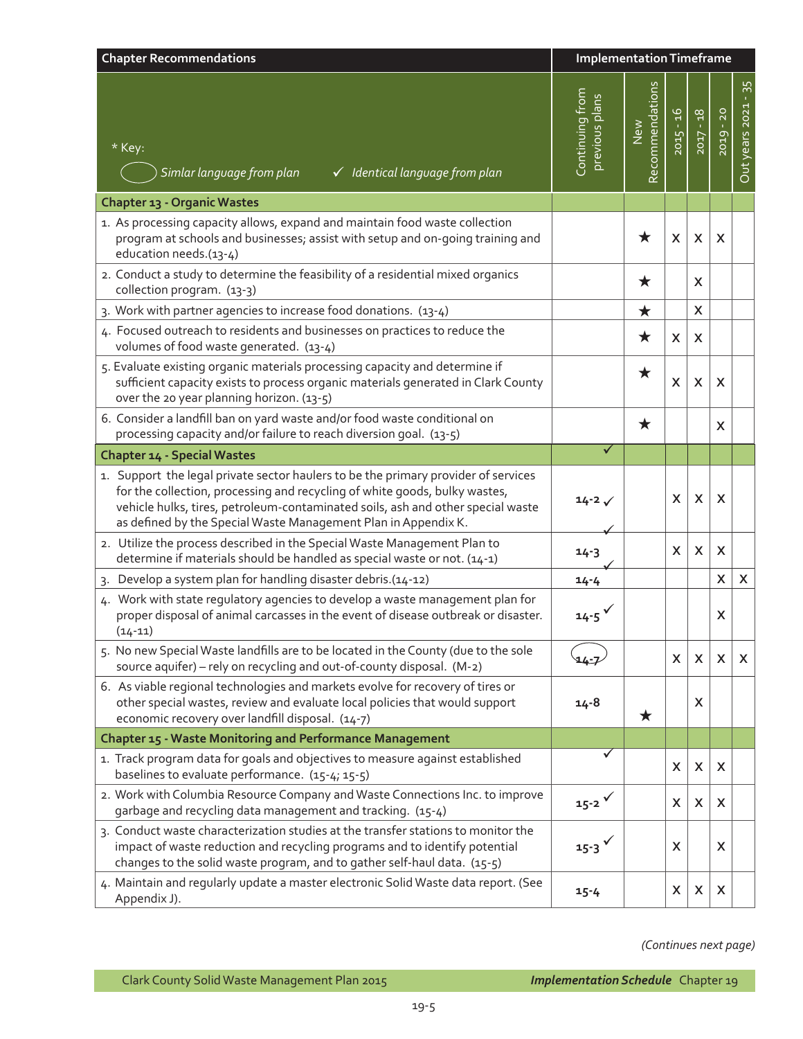| Chapter Recommendations | Implementation Timeframe | | | | | |
|---|---|---|---|---|---|---|
| * Key: ◯ *Simlar language from plan* ✓ *Identical language from plan* | Continuing from previous plans | New Recommendations | 2015 - 16 | 2017 - 18 | 2019 - 20 | Out years 2021 - 35 |
| **Chapter 13 - Organic Wastes** | | | | | | |
| 1. As processing capacity allows, expand and maintain food waste collection program at schools and businesses; assist with setup and on-going training and education needs.(13-4) | | ★ | X | X | X | |
| 2. Conduct a study to determine the feasibility of a residential mixed organics collection program. (13-3) | | ★ | | X | | |
| 3. Work with partner agencies to increase food donations. (13-4) | | ★ | | X | | |
| 4. Focused outreach to residents and businesses on practices to reduce the volumes of food waste generated. (13-4) | | ★ | X | X | | |
| 5. Evaluate existing organic materials processing capacity and determine if sufficient capacity exists to process organic materials generated in Clark County over the 20 year planning horizon. (13-5) | | ★ | X | X | X | |
| 6. Consider a landfill ban on yard waste and/or food waste conditional on processing capacity and/or failure to reach diversion goal. (13-5) | | ★ | | | X | |
| **Chapter 14 - Special Wastes** | ✓ | | | | | |
| 1. Support the legal private sector haulers to be the primary provider of services for the collection, processing and recycling of white goods, bulky wastes, vehicle hulks, tires, petroleum-contaminated soils, ash and other special waste as defined by the Special Waste Management Plan in Appendix K. | 14-2 ✓ | | X | X | X | |
| 2. Utilize the process described in the Special Waste Management Plan to determine if materials should be handled as special waste or not. (14-1) | 14-3 ✓ | | X | X | X | |
| 3. Develop a system plan for handling disaster debris.(14-12) | 14-4 ✓ | | | | X | X |
| 4. Work with state regulatory agencies to develop a waste management plan for proper disposal of animal carcasses in the event of disease outbreak or disaster. (14-11) | 14-5 ✓ | | | | X | |
| 5. No new Special Waste landfills are to be located in the County (due to the sole source aquifer) – rely on recycling and out-of-county disposal. (M-2) | (14-7) | | X | X | X | X |
| 6. As viable regional technologies and markets evolve for recovery of tires or other special wastes, review and evaluate local policies that would support economic recovery over landfill disposal. (14-7) | 14-8 | ★ | | X | | |
| **Chapter 15 - Waste Monitoring and Performance Management** | | | | | | |
| 1. Track program data for goals and objectives to measure against established baselines to evaluate performance. (15-4; 15-5) | ✓ | | X | X | X | |
| 2. Work with Columbia Resource Company and Waste Connections Inc. to improve garbage and recycling data management and tracking. (15-4) | 15-2 ✓ | | X | X | X | |
| 3. Conduct waste characterization studies at the transfer stations to monitor the impact of waste reduction and recycling programs and to identify potential changes to the solid waste program, and to gather self-haul data. (15-5) | 15-3 ✓ | | X | | X | |
| 4. Maintain and regularly update a master electronic Solid Waste data report. (See Appendix J). | 15-4 | | X | X | X | |

*(Continues next page)*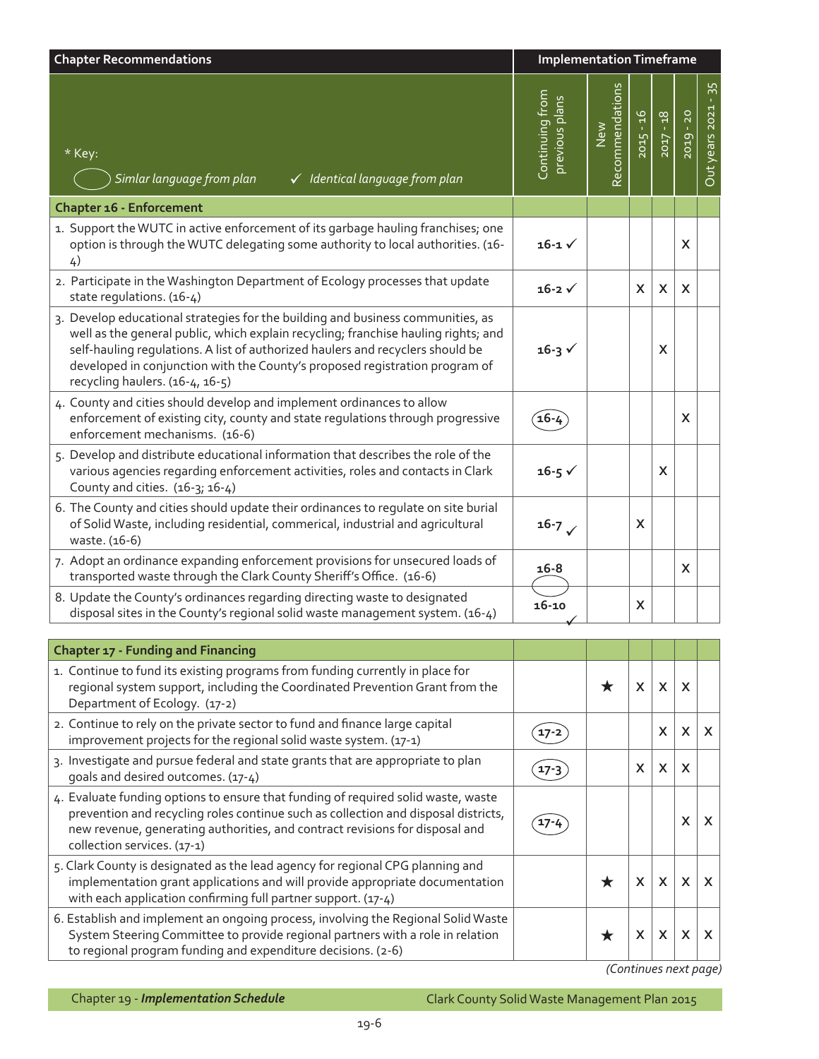| Chapter Recommendations | Implementation Timeframe | | | | | |
|---|---|---|---|---|---|---|
| * Key: (circle) Simlar language from plan ✓ Identical language from plan | Continuing from previous plans | New Recommendations | 2015 - 16 | 2017 - 18 | 2019 - 20 | Out years 2021 - 35 |
| **Chapter 16 - Enforcement** | | | | | | |
| 1. Support the WUTC in active enforcement of its garbage hauling franchises; one option is through the WUTC delegating some authority to local authorities. (16-4) | 16-1 ✓ | | | | X | |
| 2. Participate in the Washington Department of Ecology processes that update state regulations. (16-4) | 16-2 ✓ | | X | X | X | |
| 3. Develop educational strategies for the building and business communities, as well as the general public, which explain recycling; franchise hauling rights; and self-hauling regulations. A list of authorized haulers and recyclers should be developed in conjunction with the County's proposed registration program of recycling haulers. (16-4, 16-5) | 16-3 ✓ | | | X | | |
| 4. County and cities should develop and implement ordinances to allow enforcement of existing city, county and state regulations through progressive enforcement mechanisms. (16-6) | (16-4) | | | | X | |
| 5. Develop and distribute educational information that describes the role of the various agencies regarding enforcement activities, roles and contacts in Clark County and cities. (16-3; 16-4) | 16-5 ✓ | | | X | | |
| 6. The County and cities should update their ordinances to regulate on site burial of Solid Waste, including residential, commerical, industrial and agricultural waste. (16-6) | 16-7 ✓ | | X | | | |
| 7. Adopt an ordinance expanding enforcement provisions for unsecured loads of transported waste through the Clark County Sheriff's Office. (16-6) | 16-8 | | | | X | |
| 8. Update the County's ordinances regarding directing waste to designated disposal sites in the County's regional solid waste management system. (16-4) | 16-10 ✓ | | X | | | |
| **Chapter 17 - Funding and Financing** | | | | | | |
| 1. Continue to fund its existing programs from funding currently in place for regional system support, including the Coordinated Prevention Grant from the Department of Ecology. (17-2) | | ★ | X | X | X | |
| 2. Continue to rely on the private sector to fund and finance large capital improvement projects for the regional solid waste system. (17-1) | (17-2) | | | X | X | X |
| 3. Investigate and pursue federal and state grants that are appropriate to plan goals and desired outcomes. (17-4) | (17-3) | | X | X | X | |
| 4. Evaluate funding options to ensure that funding of required solid waste, waste prevention and recycling roles continue such as collection and disposal districts, new revenue, generating authorities, and contract revisions for disposal and collection services. (17-1) | (17-4) | | | | X | X |
| 5. Clark County is designated as the lead agency for regional CPG planning and implementation grant applications and will provide appropriate documentation with each application confirming full partner support. (17-4) | | ★ | X | X | X | X |
| 6. Establish and implement an ongoing process, involving the Regional Solid Waste System Steering Committee to provide regional partners with a role in relation to regional program funding and expenditure decisions. (2-6) | | ★ | X | X | X | X |

*(Continues next page)*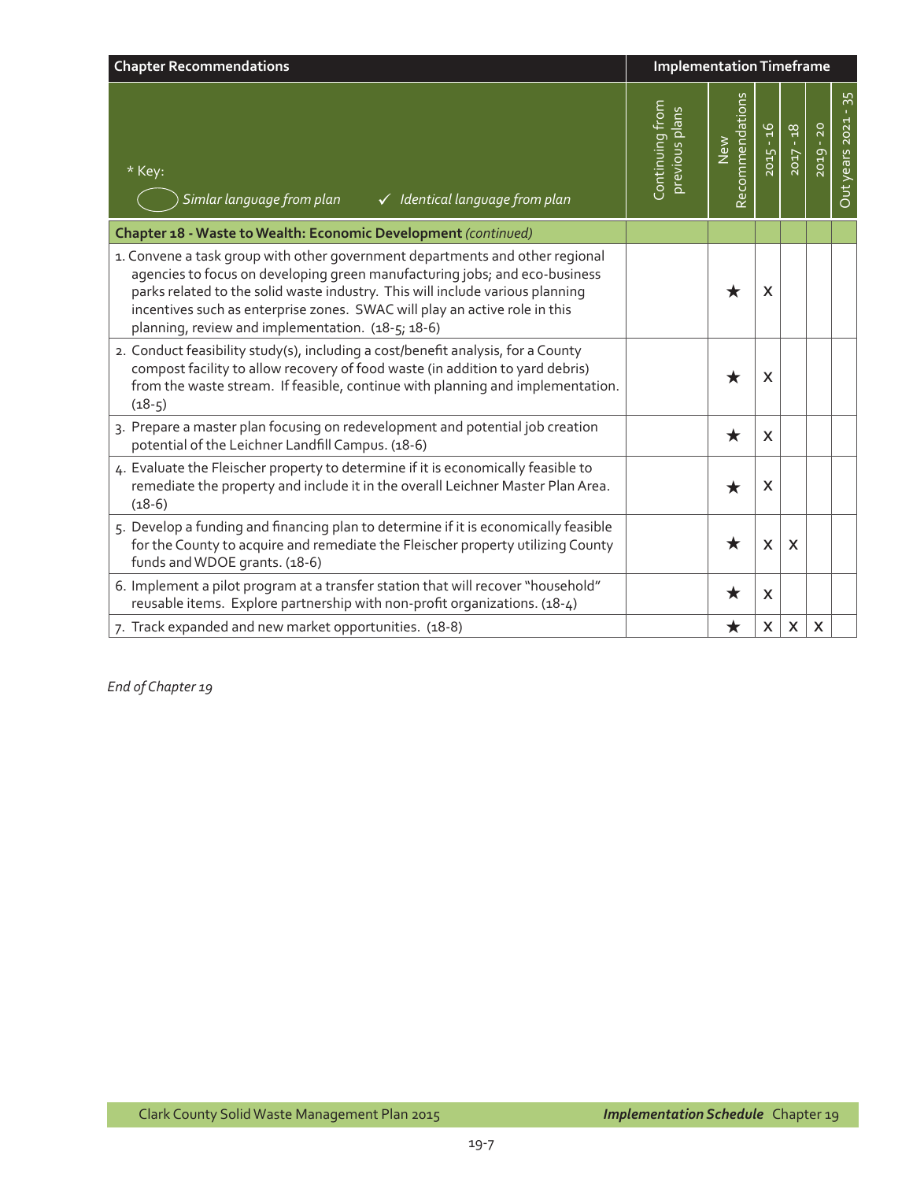| Chapter Recommendations | Implementation Timeframe | | | | | |
|---|---|---|---|---|---|---|
| * Key: ◯ *Simlar language from plan* ✓ *Identical language from plan* | Continuing from previous plans | New Recommendations | 2015 - 16 | 2017 - 18 | 2019 - 20 | Out years 2021 - 35 |
| **Chapter 18 - Waste to Wealth: Economic Development** *(continued)* | | | | | | |
| 1. Convene a task group with other government departments and other regional agencies to focus on developing green manufacturing jobs; and eco-business parks related to the solid waste industry. This will include various planning incentives such as enterprise zones. SWAC will play an active role in this planning, review and implementation. (18-5; 18-6) | | ★ | X | | | |
| 2. Conduct feasibility study(s), including a cost/benefit analysis, for a County compost facility to allow recovery of food waste (in addition to yard debris) from the waste stream. If feasible, continue with planning and implementation. (18-5) | | ★ | X | | | |
| 3. Prepare a master plan focusing on redevelopment and potential job creation potential of the Leichner Landfill Campus. (18-6) | | ★ | X | | | |
| 4. Evaluate the Fleischer property to determine if it is economically feasible to remediate the property and include it in the overall Leichner Master Plan Area. (18-6) | | ★ | X | | | |
| 5. Develop a funding and financing plan to determine if it is economically feasible for the County to acquire and remediate the Fleischer property utilizing County funds and WDOE grants. (18-6) | | ★ | X | X | | |
| 6. Implement a pilot program at a transfer station that will recover "household" reusable items. Explore partnership with non-profit organizations. (18-4) | | ★ | X | | | |
| 7. Track expanded and new market opportunities. (18-8) | | ★ | X | X | X | |

*End of Chapter 19*